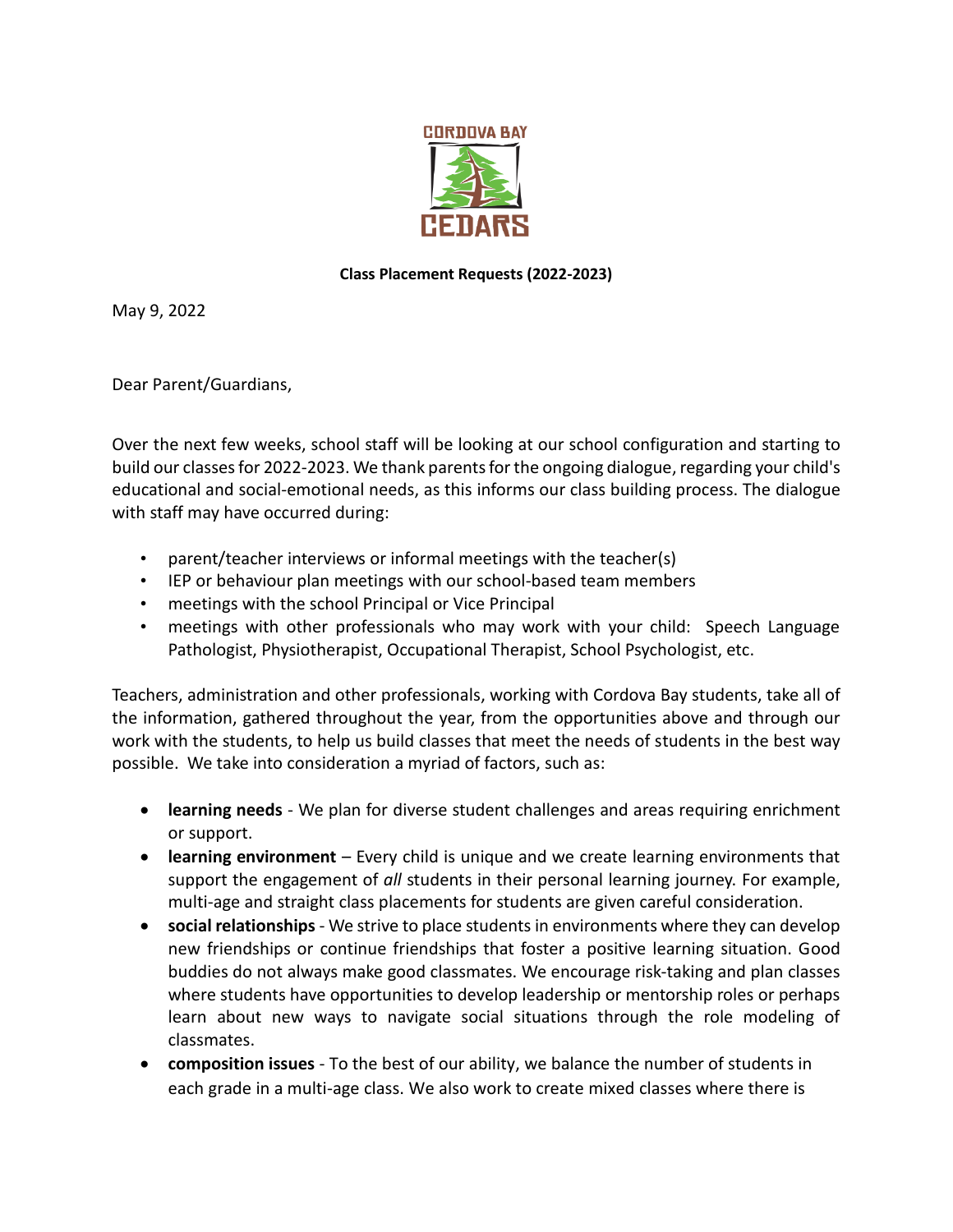CORDOVA BAY

CEDARS

**Class Placement Requests (2022-2023)**

May 9, 2022

Dear Parent/Guardians,

Over the next few weeks, school staff will be looking at our school configuration and starting to build our classes for 2022-2023. We thank parents for the ongoing dialogue, regarding your child's educational and social-emotional needs, as this informs our class building process. The dialogue with staff may have occurred during:

- parent/teacher interviews or informal meetings with the teacher(s)
- IEP or behaviour plan meetings with our school-based team members
- meetings with the school Principal or Vice Principal
- meetings with other professionals who may work with your child: Speech Language Pathologist, Physiotherapist, Occupational Therapist, School Psychologist, etc.

Teachers, administration and other professionals, working with Cordova Bay students, take all of the information, gathered throughout the year, from the opportunities above and through our work with the students, to help us build classes that meet the needs of students in the best way possible. We take into consideration a myriad of factors, such as:

- **learning needs** - We plan for diverse student challenges and areas requiring enrichment or support.
- **learning environment** – Every child is unique and we create learning environments that support the engagement of *all* students in their personal learning journey. For example, multi-age and straight class placements for students are given careful consideration.
- **social relationships** - We strive to place students in environments where they can develop new friendships or continue friendships that foster a positive learning situation. Good buddies do not always make good classmates. We encourage risk-taking and plan classes where students have opportunities to develop leadership or mentorship roles or perhaps learn about new ways to navigate social situations through the role modeling of classmates.
- **composition issues** - To the best of our ability, we balance the number of students in each grade in a multi-age class. We also work to create mixed classes where there is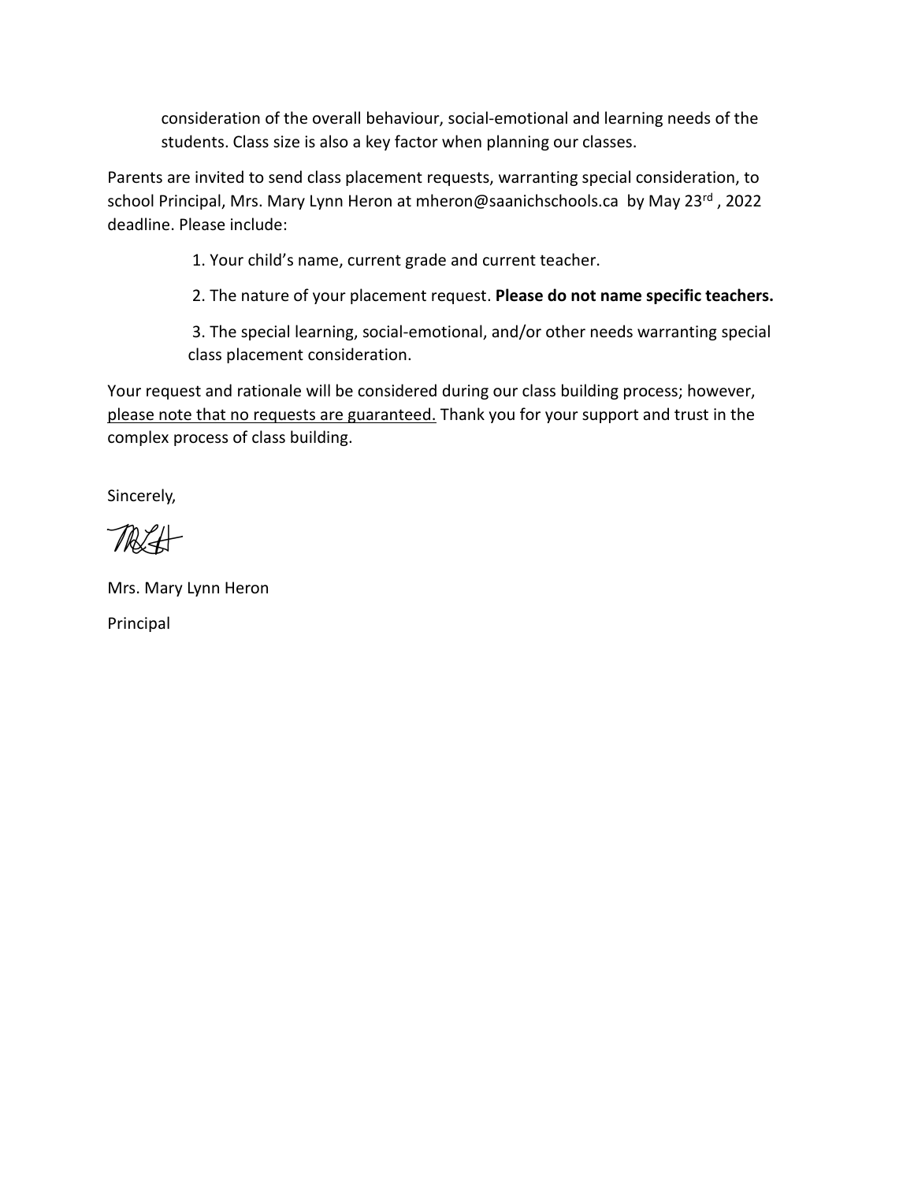consideration of the overall behaviour, social-emotional and learning needs of the students. Class size is also a key factor when planning our classes.

Parents are invited to send class placement requests, warranting special consideration, to school Principal, Mrs. Mary Lynn Heron at mheron@saanichschools.ca by May 23rd , 2022 deadline. Please include:

1. Your child's name, current grade and current teacher.
2. The nature of your placement request. **Please do not name specific teachers.**
3. The special learning, social-emotional, and/or other needs warranting special class placement consideration.

Your request and rationale will be considered during our class building process; however, please note that no requests are guaranteed. Thank you for your support and trust in the complex process of class building.

Sincerely,

Mrs. Mary Lynn Heron

Principal